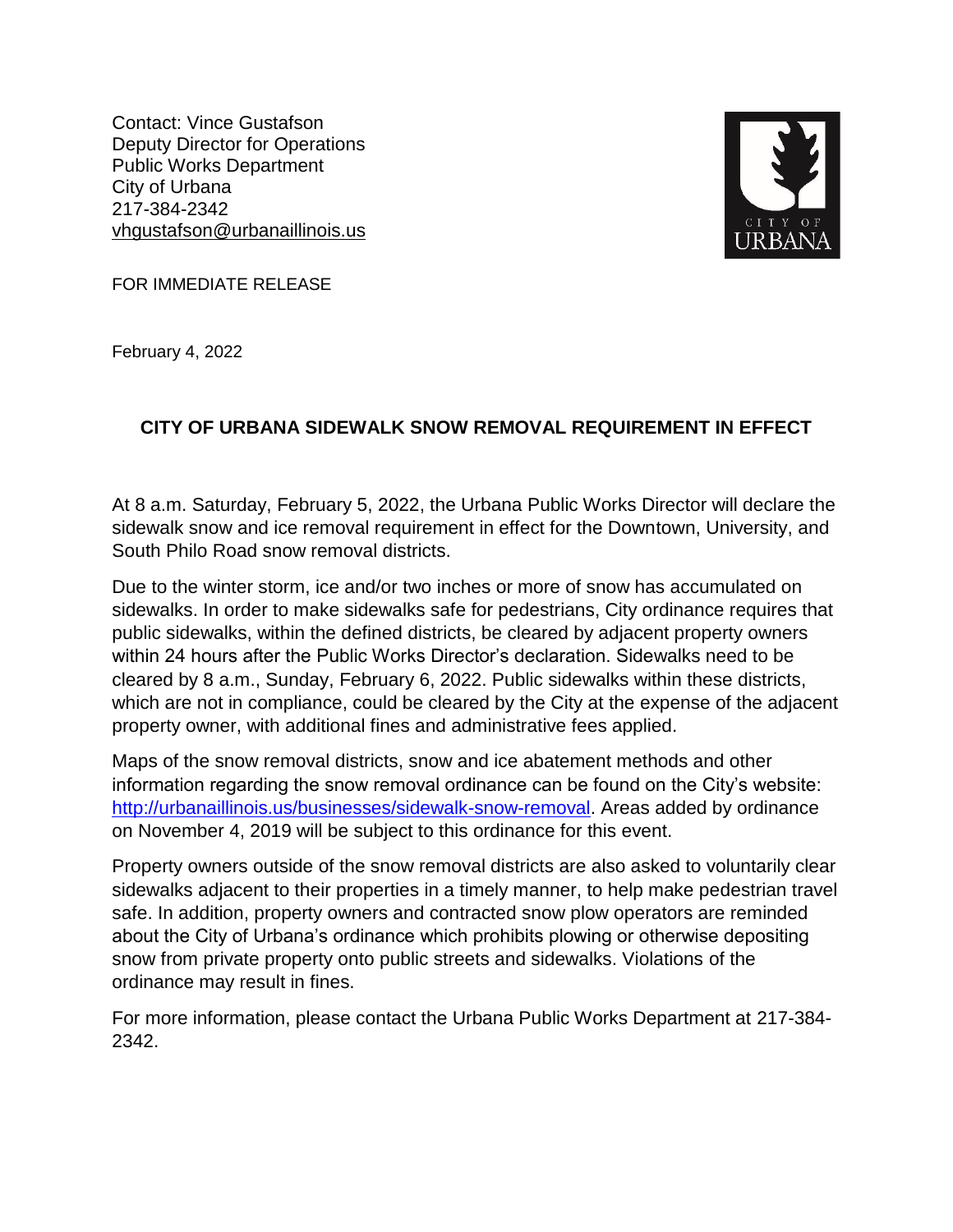Contact: Vince Gustafson
Deputy Director for Operations
Public Works Department
City of Urbana
217-384-2342
vhgustafson@urbanaillinois.us

FOR IMMEDIATE RELEASE

February 4, 2022

## CITY OF URBANA SIDEWALK SNOW REMOVAL REQUIREMENT IN EFFECT

At 8 a.m. Saturday, February 5, 2022, the Urbana Public Works Director will declare the sidewalk snow and ice removal requirement in effect for the Downtown, University, and South Philo Road snow removal districts.

Due to the winter storm, ice and/or two inches or more of snow has accumulated on sidewalks. In order to make sidewalks safe for pedestrians, City ordinance requires that public sidewalks, within the defined districts, be cleared by adjacent property owners within 24 hours after the Public Works Director's declaration. Sidewalks need to be cleared by 8 a.m., Sunday, February 6, 2022. Public sidewalks within these districts, which are not in compliance, could be cleared by the City at the expense of the adjacent property owner, with additional fines and administrative fees applied.

Maps of the snow removal districts, snow and ice abatement methods and other information regarding the snow removal ordinance can be found on the City's website: http://urbanaillinois.us/businesses/sidewalk-snow-removal. Areas added by ordinance on November 4, 2019 will be subject to this ordinance for this event.

Property owners outside of the snow removal districts are also asked to voluntarily clear sidewalks adjacent to their properties in a timely manner, to help make pedestrian travel safe. In addition, property owners and contracted snow plow operators are reminded about the City of Urbana's ordinance which prohibits plowing or otherwise depositing snow from private property onto public streets and sidewalks. Violations of the ordinance may result in fines.

For more information, please contact the Urbana Public Works Department at 217-384-2342.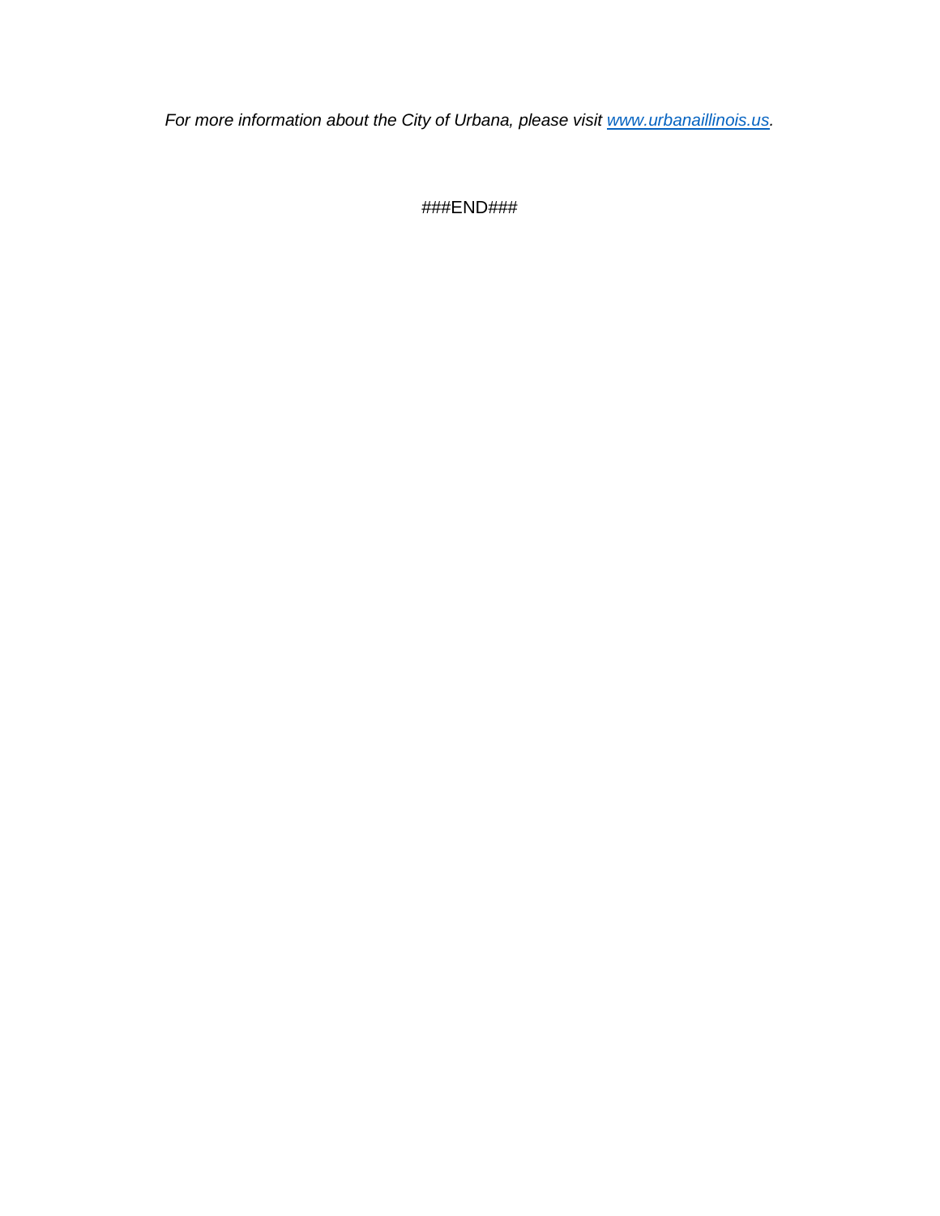*For more information about the City of Urbana, please visit [www.urbanaillinois.us](http://www.urbanaillinois.us).*

###END###